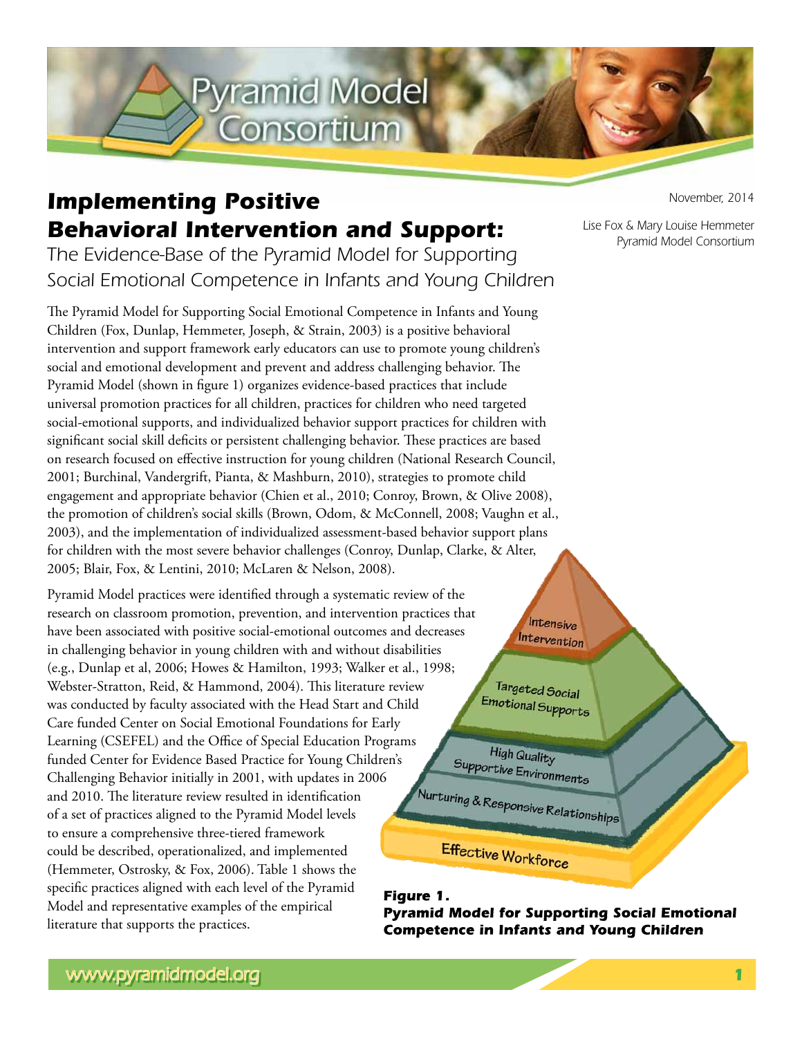# Implementing Positive Behavioral Intervention and Support:

## The Evidence-Base of the Pyramid Model for Supporting Social Emotional Competence in Infants and Young Children

November, 2014

Lise Fox & Mary Louise Hemmeter
Pyramid Model Consortium

The Pyramid Model for Supporting Social Emotional Competence in Infants and Young Children (Fox, Dunlap, Hemmeter, Joseph, & Strain, 2003) is a positive behavioral intervention and support framework early educators can use to promote young children's social and emotional development and prevent and address challenging behavior. The Pyramid Model (shown in figure 1) organizes evidence-based practices that include universal promotion practices for all children, practices for children who need targeted social-emotional supports, and individualized behavior support practices for children with significant social skill deficits or persistent challenging behavior. These practices are based on research focused on effective instruction for young children (National Research Council, 2001; Burchinal, Vandergrift, Pianta, & Mashburn, 2010), strategies to promote child engagement and appropriate behavior (Chien et al., 2010; Conroy, Brown, & Olive 2008), the promotion of children's social skills (Brown, Odom, & McConnell, 2008; Vaughn et al., 2003), and the implementation of individualized assessment-based behavior support plans for children with the most severe behavior challenges (Conroy, Dunlap, Clarke, & Alter, 2005; Blair, Fox, & Lentini, 2010; McLaren & Nelson, 2008).

Pyramid Model practices were identified through a systematic review of the research on classroom promotion, prevention, and intervention practices that have been associated with positive social-emotional outcomes and decreases in challenging behavior in young children with and without disabilities (e.g., Dunlap et al, 2006; Howes & Hamilton, 1993; Walker et al., 1998; Webster-Stratton, Reid, & Hammond, 2004). This literature review was conducted by faculty associated with the Head Start and Child Care funded Center on Social Emotional Foundations for Early Learning (CSEFEL) and the Office of Special Education Programs funded Center for Evidence Based Practice for Young Children's Challenging Behavior initially in 2001, with updates in 2006 and 2010. The literature review resulted in identification of a set of practices aligned to the Pyramid Model levels to ensure a comprehensive three-tiered framework could be described, operationalized, and implemented (Hemmeter, Ostrosky, & Fox, 2006). Table 1 shows the specific practices aligned with each level of the Pyramid Model and representative examples of the empirical literature that supports the practices.

Intensive Intervention

Targeted Social Emotional Supports

High Quality Supportive Environments

Nurturing & Responsive Relationships

Effective Workforce

**Figure 1.**
**Pyramid Model for Supporting Social Emotional Competence in Infants and Young Children**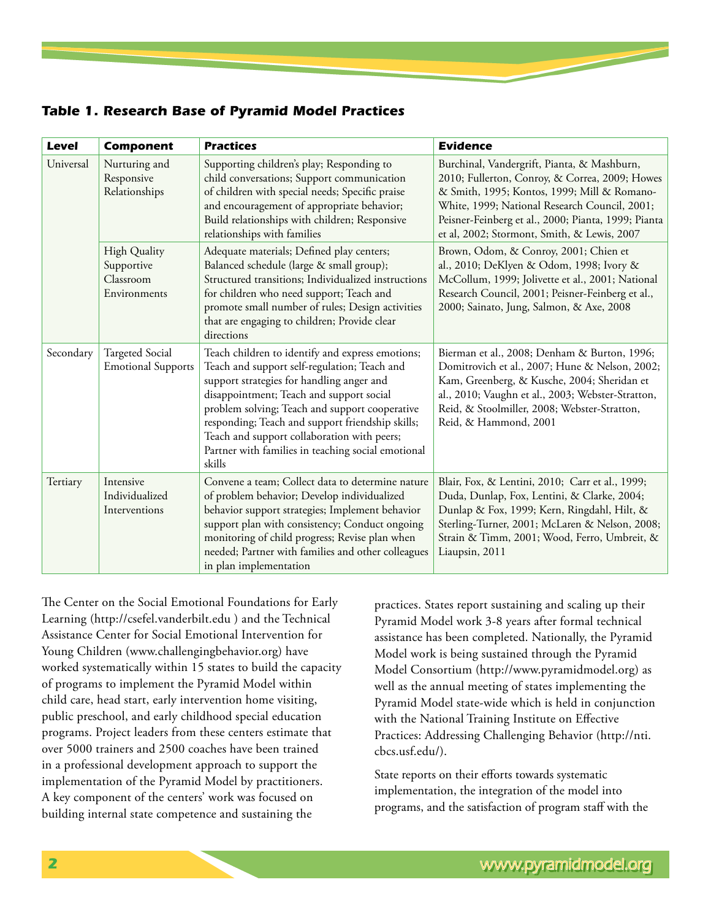### *Table 1. Research Base of Pyramid Model Practices*

| Level | Component | Practices | Evidence |
| --- | --- | --- | --- |
| Universal | Nurturing and Responsive Relationships | Supporting children's play; Responding to child conversations; Support communication of children with special needs; Specific praise and encouragement of appropriate behavior; Build relationships with children; Responsive relationships with families | Burchinal, Vandergrift, Pianta, & Mashburn, 2010; Fullerton, Conroy, & Correa, 2009; Howes & Smith, 1995; Kontos, 1999; Mill & Romano-White, 1999; National Research Council, 2001; Peisner-Feinberg et al., 2000; Pianta, 1999; Pianta et al, 2002; Stormont, Smith, & Lewis, 2007 |
| | High Quality Supportive Classroom Environments | Adequate materials; Defined play centers; Balanced schedule (large & small group); Structured transitions; Individualized instructions for children who need support; Teach and promote small number of rules; Design activities that are engaging to children; Provide clear directions | Brown, Odom, & Conroy, 2001; Chien et al., 2010; DeKlyen & Odom, 1998; Ivory & McCollum, 1999; Jolivette et al., 2001; National Research Council, 2001; Peisner-Feinberg et al., 2000; Sainato, Jung, Salmon, & Axe, 2008 |
| Secondary | Targeted Social Emotional Supports | Teach children to identify and express emotions; Teach and support self-regulation; Teach and support strategies for handling anger and disappointment; Teach and support social problem solving; Teach and support cooperative responding; Teach and support friendship skills; Teach and support collaboration with peers; Partner with families in teaching social emotional skills | Bierman et al., 2008; Denham & Burton, 1996; Domitrovich et al., 2007; Hune & Nelson, 2002; Kam, Greenberg, & Kusche, 2004; Sheridan et al., 2010; Vaughn et al., 2003; Webster-Stratton, Reid, & Stoolmiller, 2008; Webster-Stratton, Reid, & Hammond, 2001 |
| Tertiary | Intensive Individualized Interventions | Convene a team; Collect data to determine nature of problem behavior; Develop individualized behavior support strategies; Implement behavior support plan with consistency; Conduct ongoing monitoring of child progress; Revise plan when needed; Partner with families and other colleagues in plan implementation | Blair, Fox, & Lentini, 2010; Carr et al., 1999; Duda, Dunlap, Fox, Lentini, & Clarke, 2004; Dunlap & Fox, 1999; Kern, Ringdahl, Hilt, & Sterling-Turner, 2001; McLaren & Nelson, 2008; Strain & Timm, 2001; Wood, Ferro, Umbreit, & Liaupsin, 2011 |

The Center on the Social Emotional Foundations for Early Learning (http://csefel.vanderbilt.edu ) and the Technical Assistance Center for Social Emotional Intervention for Young Children (www.challengingbehavior.org) have worked systematically within 15 states to build the capacity of programs to implement the Pyramid Model within child care, head start, early intervention home visiting, public preschool, and early childhood special education programs. Project leaders from these centers estimate that over 5000 trainers and 2500 coaches have been trained in a professional development approach to support the implementation of the Pyramid Model by practitioners. A key component of the centers' work was focused on building internal state competence and sustaining the practices. States report sustaining and scaling up their Pyramid Model work 3-8 years after formal technical assistance has been completed. Nationally, the Pyramid Model work is being sustained through the Pyramid Model Consortium (http://www.pyramidmodel.org) as well as the annual meeting of states implementing the Pyramid Model state-wide which is held in conjunction with the National Training Institute on Effective Practices: Addressing Challenging Behavior (http://nti.cbcs.usf.edu/).

State reports on their efforts towards systematic implementation, the integration of the model into programs, and the satisfaction of program staff with the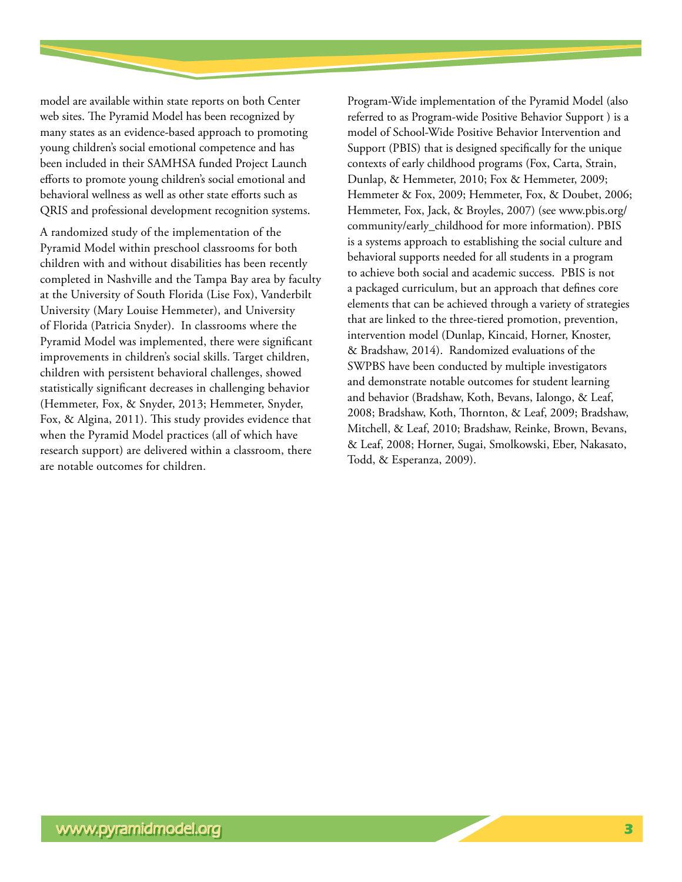model are available within state reports on both Center web sites. The Pyramid Model has been recognized by many states as an evidence-based approach to promoting young children's social emotional competence and has been included in their SAMHSA funded Project Launch efforts to promote young children's social emotional and behavioral wellness as well as other state efforts such as QRIS and professional development recognition systems.

A randomized study of the implementation of the Pyramid Model within preschool classrooms for both children with and without disabilities has been recently completed in Nashville and the Tampa Bay area by faculty at the University of South Florida (Lise Fox), Vanderbilt University (Mary Louise Hemmeter), and University of Florida (Patricia Snyder). In classrooms where the Pyramid Model was implemented, there were significant improvements in children's social skills. Target children, children with persistent behavioral challenges, showed statistically significant decreases in challenging behavior (Hemmeter, Fox, & Snyder, 2013; Hemmeter, Snyder, Fox, & Algina, 2011). This study provides evidence that when the Pyramid Model practices (all of which have research support) are delivered within a classroom, there are notable outcomes for children.

Program-Wide implementation of the Pyramid Model (also referred to as Program-wide Positive Behavior Support ) is a model of School-Wide Positive Behavior Intervention and Support (PBIS) that is designed specifically for the unique contexts of early childhood programs (Fox, Carta, Strain, Dunlap, & Hemmeter, 2010; Fox & Hemmeter, 2009; Hemmeter & Fox, 2009; Hemmeter, Fox, & Doubet, 2006; Hemmeter, Fox, Jack, & Broyles, 2007) (see www.pbis.org/community/early_childhood for more information). PBIS is a systems approach to establishing the social culture and behavioral supports needed for all students in a program to achieve both social and academic success. PBIS is not a packaged curriculum, but an approach that defines core elements that can be achieved through a variety of strategies that are linked to the three-tiered promotion, prevention, intervention model (Dunlap, Kincaid, Horner, Knoster, & Bradshaw, 2014). Randomized evaluations of the SWPBS have been conducted by multiple investigators and demonstrate notable outcomes for student learning and behavior (Bradshaw, Koth, Bevans, Ialongo, & Leaf, 2008; Bradshaw, Koth, Thornton, & Leaf, 2009; Bradshaw, Mitchell, & Leaf, 2010; Bradshaw, Reinke, Brown, Bevans, & Leaf, 2008; Horner, Sugai, Smolkowski, Eber, Nakasato, Todd, & Esperanza, 2009).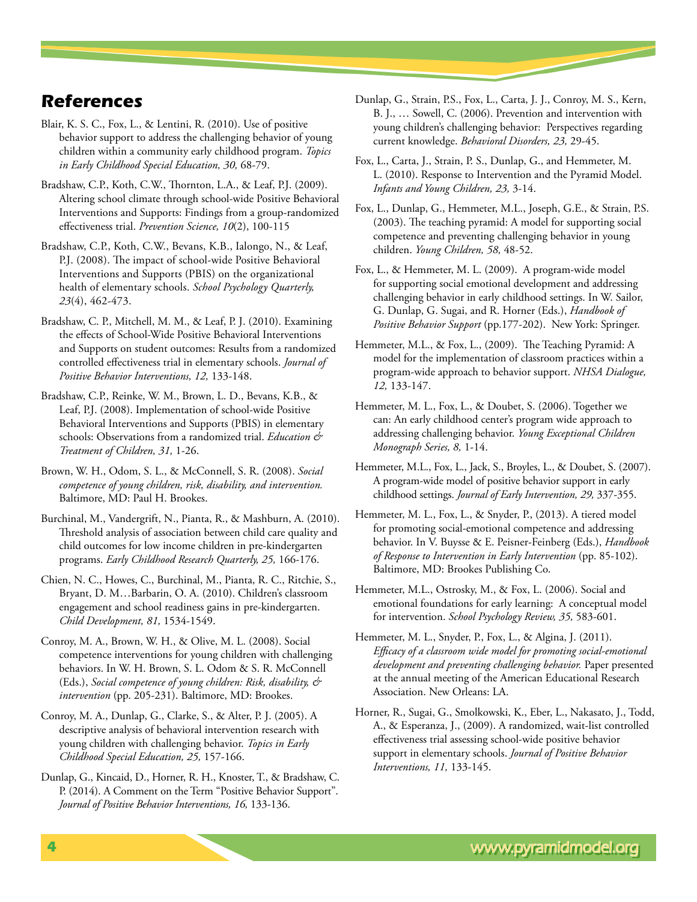## References

Blair, K. S. C., Fox, L., & Lentini, R. (2010). Use of positive behavior support to address the challenging behavior of young children within a community early childhood program. *Topics in Early Childhood Special Education, 30,* 68-79.

Bradshaw, C.P., Koth, C.W., Thornton, L.A., & Leaf, P.J. (2009). Altering school climate through school-wide Positive Behavioral Interventions and Supports: Findings from a group-randomized effectiveness trial. *Prevention Science, 10*(2), 100-115

Bradshaw, C.P., Koth, C.W., Bevans, K.B., Ialongo, N., & Leaf, P.J. (2008). The impact of school-wide Positive Behavioral Interventions and Supports (PBIS) on the organizational health of elementary schools. *School Psychology Quarterly, 23*(4), 462-473.

Bradshaw, C. P., Mitchell, M. M., & Leaf, P. J. (2010). Examining the effects of School-Wide Positive Behavioral Interventions and Supports on student outcomes: Results from a randomized controlled effectiveness trial in elementary schools. *Journal of Positive Behavior Interventions, 12,* 133-148.

Bradshaw, C.P., Reinke, W. M., Brown, L. D., Bevans, K.B., & Leaf, P.J. (2008). Implementation of school-wide Positive Behavioral Interventions and Supports (PBIS) in elementary schools: Observations from a randomized trial. *Education & Treatment of Children, 31,* 1-26.

Brown, W. H., Odom, S. L., & McConnell, S. R. (2008). *Social competence of young children, risk, disability, and intervention.* Baltimore, MD: Paul H. Brookes.

Burchinal, M., Vandergrift, N., Pianta, R., & Mashburn, A. (2010). Threshold analysis of association between child care quality and child outcomes for low income children in pre-kindergarten programs. *Early Childhood Research Quarterly, 25,* 166-176.

Chien, N. C., Howes, C., Burchinal, M., Pianta, R. C., Ritchie, S., Bryant, D. M…Barbarin, O. A. (2010). Children's classroom engagement and school readiness gains in pre-kindergarten. *Child Development, 81,* 1534-1549.

Conroy, M. A., Brown, W. H., & Olive, M. L. (2008). Social competence interventions for young children with challenging behaviors. In W. H. Brown, S. L. Odom & S. R. McConnell (Eds.), *Social competence of young children: Risk, disability, & intervention* (pp. 205-231). Baltimore, MD: Brookes.

Conroy, M. A., Dunlap, G., Clarke, S., & Alter, P. J. (2005). A descriptive analysis of behavioral intervention research with young children with challenging behavior. *Topics in Early Childhood Special Education, 25,* 157-166.

Dunlap, G., Kincaid, D., Horner, R. H., Knoster, T., & Bradshaw, C. P. (2014). A Comment on the Term "Positive Behavior Support". *Journal of Positive Behavior Interventions, 16,* 133-136.

Dunlap, G., Strain, P.S., Fox, L., Carta, J. J., Conroy, M. S., Kern, B. J., … Sowell, C. (2006). Prevention and intervention with young children's challenging behavior: Perspectives regarding current knowledge. *Behavioral Disorders, 23,* 29-45.

Fox, L., Carta, J., Strain, P. S., Dunlap, G., and Hemmeter, M. L. (2010). Response to Intervention and the Pyramid Model. *Infants and Young Children, 23,* 3-14.

Fox, L., Dunlap, G., Hemmeter, M.L., Joseph, G.E., & Strain, P.S. (2003). The teaching pyramid: A model for supporting social competence and preventing challenging behavior in young children. *Young Children, 58,* 48-52.

Fox, L., & Hemmeter, M. L. (2009). A program-wide model for supporting social emotional development and addressing challenging behavior in early childhood settings. In W. Sailor, G. Dunlap, G. Sugai, and R. Horner (Eds.), *Handbook of Positive Behavior Support* (pp.177-202). New York: Springer.

Hemmeter, M.L., & Fox, L., (2009). The Teaching Pyramid: A model for the implementation of classroom practices within a program-wide approach to behavior support. *NHSA Dialogue, 12,* 133-147.

Hemmeter, M. L., Fox, L., & Doubet, S. (2006). Together we can: An early childhood center's program wide approach to addressing challenging behavior. *Young Exceptional Children Monograph Series, 8,* 1-14.

Hemmeter, M.L., Fox, L., Jack, S., Broyles, L., & Doubet, S. (2007). A program-wide model of positive behavior support in early childhood settings. *Journal of Early Intervention, 29,* 337-355.

Hemmeter, M. L., Fox, L., & Snyder, P., (2013). A tiered model for promoting social-emotional competence and addressing behavior. In V. Buysse & E. Peisner-Feinberg (Eds.), *Handbook of Response to Intervention in Early Intervention* (pp. 85-102). Baltimore, MD: Brookes Publishing Co.

Hemmeter, M.L., Ostrosky, M., & Fox, L. (2006). Social and emotional foundations for early learning: A conceptual model for intervention. *School Psychology Review, 35,* 583-601.

Hemmeter, M. L., Snyder, P., Fox, L., & Algina, J. (2011). *Efficacy of a classroom wide model for promoting social-emotional development and preventing challenging behavior.* Paper presented at the annual meeting of the American Educational Research Association. New Orleans: LA.

Horner, R., Sugai, G., Smolkowski, K., Eber, L., Nakasato, J., Todd, A., & Esperanza, J., (2009). A randomized, wait-list controlled effectiveness trial assessing school-wide positive behavior support in elementary schools. *Journal of Positive Behavior Interventions, 11,* 133-145.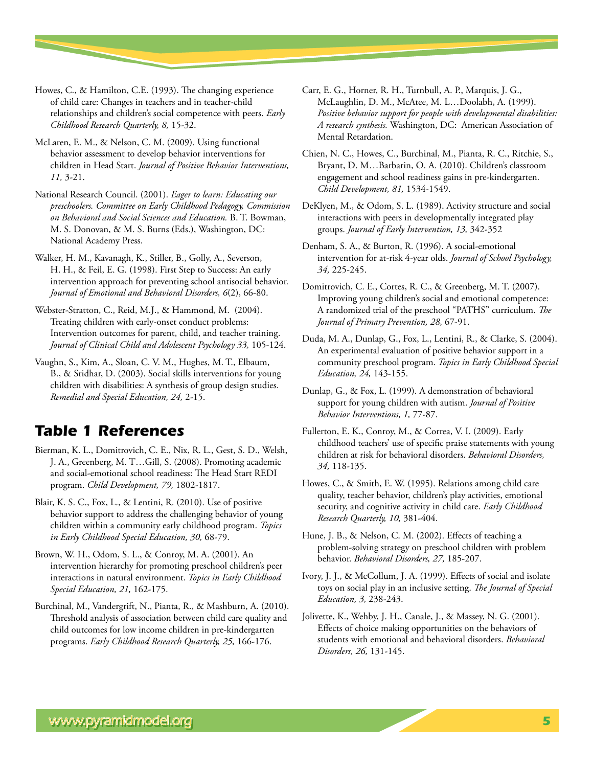Howes, C., & Hamilton, C.E. (1993). The changing experience of child care: Changes in teachers and in teacher-child relationships and children's social competence with peers. *Early Childhood Research Quarterly, 8,* 15-32.

McLaren, E. M., & Nelson, C. M. (2009). Using functional behavior assessment to develop behavior interventions for children in Head Start. *Journal of Positive Behavior Interventions, 11,* 3-21.

National Research Council. (2001). *Eager to learn: Educating our preschoolers. Committee on Early Childhood Pedagogy, Commission on Behavioral and Social Sciences and Education.* B. T. Bowman, M. S. Donovan, & M. S. Burns (Eds.), Washington, DC: National Academy Press.

Walker, H. M., Kavanagh, K., Stiller, B., Golly, A., Severson, H. H., & Feil, E. G. (1998). First Step to Success: An early intervention approach for preventing school antisocial behavior. *Journal of Emotional and Behavioral Disorders, 6*(2), 66-80.

Webster-Stratton, C., Reid, M.J., & Hammond, M. (2004). Treating children with early-onset conduct problems: Intervention outcomes for parent, child, and teacher training. *Journal of Clinical Child and Adolescent Psychology 33,* 105-124.

Vaughn, S., Kim, A., Sloan, C. V. M., Hughes, M. T., Elbaum, B., & Sridhar, D. (2003). Social skills interventions for young children with disabilities: A synthesis of group design studies. *Remedial and Special Education, 24,* 2-15.

## Table 1 References

Bierman, K. L., Domitrovich, C. E., Nix, R. L., Gest, S. D., Welsh, J. A., Greenberg, M. T…Gill, S. (2008). Promoting academic and social-emotional school readiness: The Head Start REDI program. *Child Development, 79,* 1802-1817.

Blair, K. S. C., Fox, L., & Lentini, R. (2010). Use of positive behavior support to address the challenging behavior of young children within a community early childhood program. *Topics in Early Childhood Special Education, 30,* 68-79.

Brown, W. H., Odom, S. L., & Conroy, M. A. (2001). An intervention hierarchy for promoting preschool children's peer interactions in natural environment. *Topics in Early Childhood Special Education, 21,* 162-175.

Burchinal, M., Vandergrift, N., Pianta, R., & Mashburn, A. (2010). Threshold analysis of association between child care quality and child outcomes for low income children in pre-kindergarten programs. *Early Childhood Research Quarterly, 25,* 166-176.

Carr, E. G., Horner, R. H., Turnbull, A. P., Marquis, J. G., McLaughlin, D. M., McAtee, M. L…Doolabh, A. (1999). *Positive behavior support for people with developmental disabilities: A research synthesis.* Washington, DC: American Association of Mental Retardation.

Chien, N. C., Howes, C., Burchinal, M., Pianta, R. C., Ritchie, S., Bryant, D. M…Barbarin, O. A. (2010). Children's classroom engagement and school readiness gains in pre-kindergarten. *Child Development, 81,* 1534-1549.

DeKlyen, M., & Odom, S. L. (1989). Activity structure and social interactions with peers in developmentally integrated play groups. *Journal of Early Intervention, 13,* 342-352

Denham, S. A., & Burton, R. (1996). A social-emotional intervention for at-risk 4-year olds. *Journal of School Psychology, 34,* 225-245.

Domitrovich, C. E., Cortes, R. C., & Greenberg, M. T. (2007). Improving young children's social and emotional competence: A randomized trial of the preschool "PATHS" curriculum. *The Journal of Primary Prevention, 28,* 67-91.

Duda, M. A., Dunlap, G., Fox, L., Lentini, R., & Clarke, S. (2004). An experimental evaluation of positive behavior support in a community preschool program. *Topics in Early Childhood Special Education, 24,* 143-155.

Dunlap, G., & Fox, L. (1999). A demonstration of behavioral support for young children with autism. *Journal of Positive Behavior Interventions, 1,* 77-87.

Fullerton, E. K., Conroy, M., & Correa, V. I. (2009). Early childhood teachers' use of specific praise statements with young children at risk for behavioral disorders. *Behavioral Disorders, 34,* 118-135.

Howes, C., & Smith, E. W. (1995). Relations among child care quality, teacher behavior, children's play activities, emotional security, and cognitive activity in child care. *Early Childhood Research Quarterly, 10,* 381-404.

Hune, J. B., & Nelson, C. M. (2002). Effects of teaching a problem-solving strategy on preschool children with problem behavior. *Behavioral Disorders, 27,* 185-207.

Ivory, J. J., & McCollum, J. A. (1999). Effects of social and isolate toys on social play in an inclusive setting. *The Journal of Special Education, 3,* 238-243.

Jolivette, K., Wehby, J. H., Canale, J., & Massey, N. G. (2001). Effects of choice making opportunities on the behaviors of students with emotional and behavioral disorders. *Behavioral Disorders, 26,* 131-145.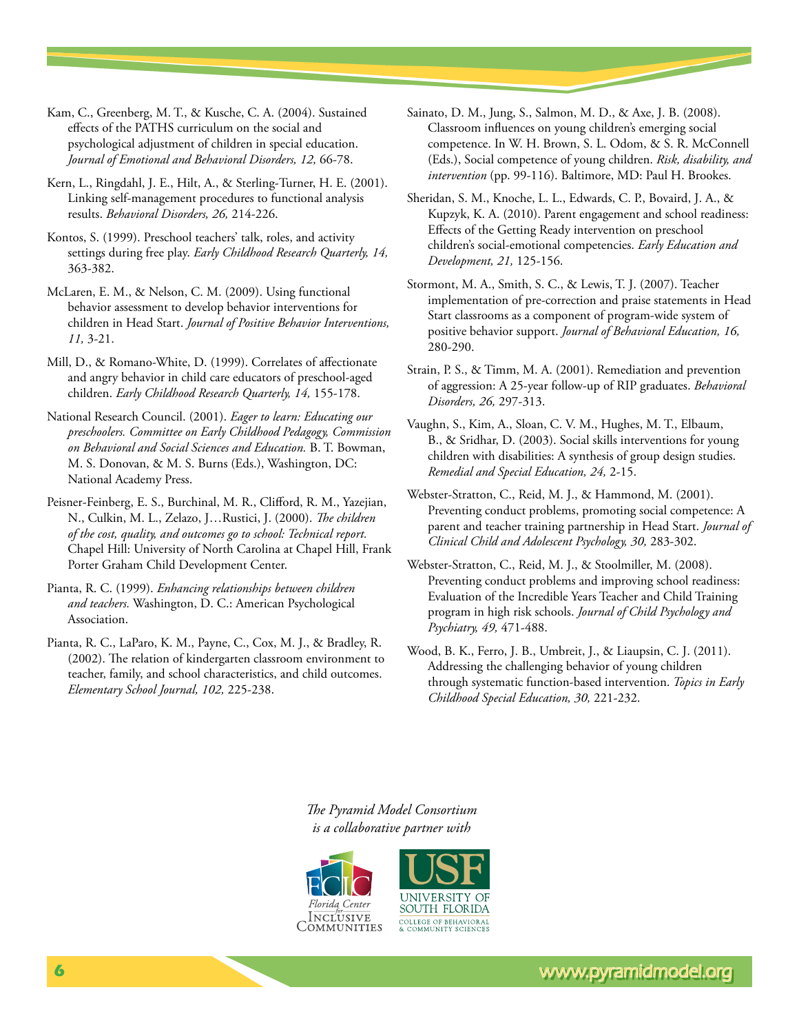Kam, C., Greenberg, M. T., & Kusche, C. A. (2004). Sustained effects of the PATHS curriculum on the social and psychological adjustment of children in special education. *Journal of Emotional and Behavioral Disorders, 12,* 66-78.

Kern, L., Ringdahl, J. E., Hilt, A., & Sterling-Turner, H. E. (2001). Linking self-management procedures to functional analysis results. *Behavioral Disorders, 26,* 214-226.

Kontos, S. (1999). Preschool teachers' talk, roles, and activity settings during free play. *Early Childhood Research Quarterly, 14,* 363-382.

McLaren, E. M., & Nelson, C. M. (2009). Using functional behavior assessment to develop behavior interventions for children in Head Start. *Journal of Positive Behavior Interventions, 11,* 3-21.

Mill, D., & Romano-White, D. (1999). Correlates of affectionate and angry behavior in child care educators of preschool-aged children. *Early Childhood Research Quarterly, 14,* 155-178.

National Research Council. (2001). *Eager to learn: Educating our preschoolers. Committee on Early Childhood Pedagogy, Commission on Behavioral and Social Sciences and Education.* B. T. Bowman, M. S. Donovan, & M. S. Burns (Eds.), Washington, DC: National Academy Press.

Peisner-Feinberg, E. S., Burchinal, M. R., Clifford, R. M., Yazejian, N., Culkin, M. L., Zelazo, J…Rustici, J. (2000). *The children of the cost, quality, and outcomes go to school: Technical report.* Chapel Hill: University of North Carolina at Chapel Hill, Frank Porter Graham Child Development Center.

Pianta, R. C. (1999). *Enhancing relationships between children and teachers.* Washington, D. C.: American Psychological Association.

Pianta, R. C., LaParo, K. M., Payne, C., Cox, M. J., & Bradley, R. (2002). The relation of kindergarten classroom environment to teacher, family, and school characteristics, and child outcomes. *Elementary School Journal, 102,* 225-238.

Sainato, D. M., Jung, S., Salmon, M. D., & Axe, J. B. (2008). Classroom influences on young children's emerging social competence. In W. H. Brown, S. L. Odom, & S. R. McConnell (Eds.), Social competence of young children. *Risk, disability, and intervention* (pp. 99-116). Baltimore, MD: Paul H. Brookes.

Sheridan, S. M., Knoche, L. L., Edwards, C. P., Bovaird, J. A., & Kupzyk, K. A. (2010). Parent engagement and school readiness: Effects of the Getting Ready intervention on preschool children's social-emotional competencies. *Early Education and Development, 21,* 125-156.

Stormont, M. A., Smith, S. C., & Lewis, T. J. (2007). Teacher implementation of pre-correction and praise statements in Head Start classrooms as a component of program-wide system of positive behavior support. *Journal of Behavioral Education, 16,* 280-290.

Strain, P. S., & Timm, M. A. (2001). Remediation and prevention of aggression: A 25-year follow-up of RIP graduates. *Behavioral Disorders, 26,* 297-313.

Vaughn, S., Kim, A., Sloan, C. V. M., Hughes, M. T., Elbaum, B., & Sridhar, D. (2003). Social skills interventions for young children with disabilities: A synthesis of group design studies. *Remedial and Special Education, 24,* 2-15.

Webster-Stratton, C., Reid, M. J., & Hammond, M. (2001). Preventing conduct problems, promoting social competence: A parent and teacher training partnership in Head Start. *Journal of Clinical Child and Adolescent Psychology, 30,* 283-302.

Webster-Stratton, C., Reid, M. J., & Stoolmiller, M. (2008). Preventing conduct problems and improving school readiness: Evaluation of the Incredible Years Teacher and Child Training program in high risk schools. *Journal of Child Psychology and Psychiatry, 49,* 471-488.

Wood, B. K., Ferro, J. B., Umbreit, J., & Liaupsin, C. J. (2011). Addressing the challenging behavior of young children through systematic function-based intervention. *Topics in Early Childhood Special Education, 30,* 221-232.

*The Pyramid Model Consortium is a collaborative partner with*

Florida Center for Inclusive Communities

USF University of South Florida College of Behavioral & Community Sciences

www.pyramidmodel.org